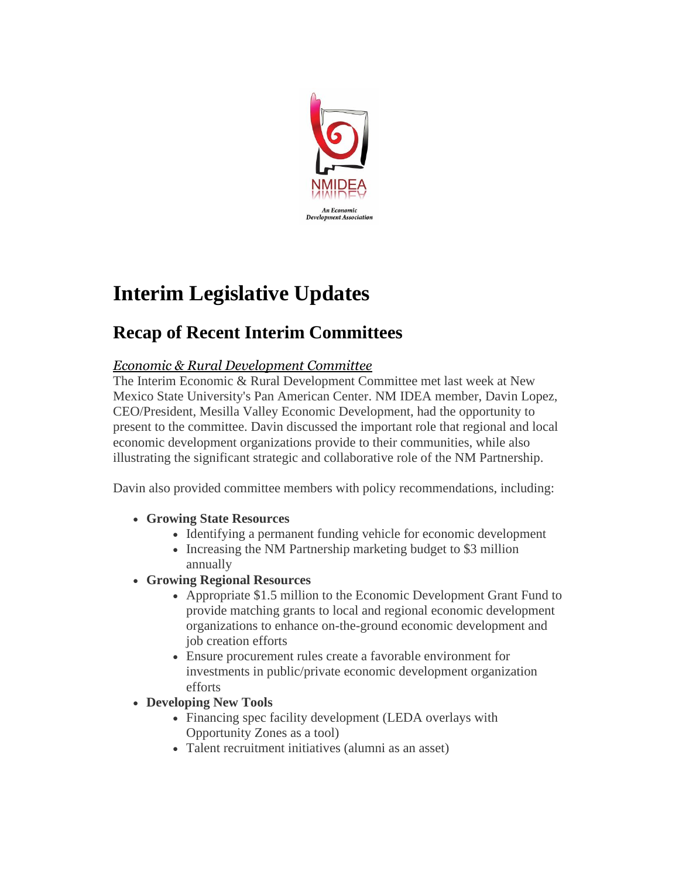# Interim Legislative Updates

## Recap of Recent Interim Committees

*Economic & Rural Development Committee*

The Interim Economic & Rural Development Committee met last week at New Mexico State University's Pan American Center. NM IDEA member, Davin Lopez, CEO/President, Mesilla Valley Economic Development, had the opportunity to present to the committee. Davin discussed the important role that regional and local economic development organizations provide to their communities, while also illustrating the significant strategic and collaborative role of the NM Partnership.

Davin also provided committee members with policy recommendations, including:

- **Growing State Resources**
    - Identifying a permanent funding vehicle for economic development
    - Increasing the NM Partnership marketing budget to $3 million annually
- **Growing Regional Resources**
    - Appropriate $1.5 million to the Economic Development Grant Fund to provide matching grants to local and regional economic development organizations to enhance on-the-ground economic development and job creation efforts
    - Ensure procurement rules create a favorable environment for investments in public/private economic development organization efforts
- **Developing New Tools**
    - Financing spec facility development (LEDA overlays with Opportunity Zones as a tool)
    - Talent recruitment initiatives (alumni as an asset)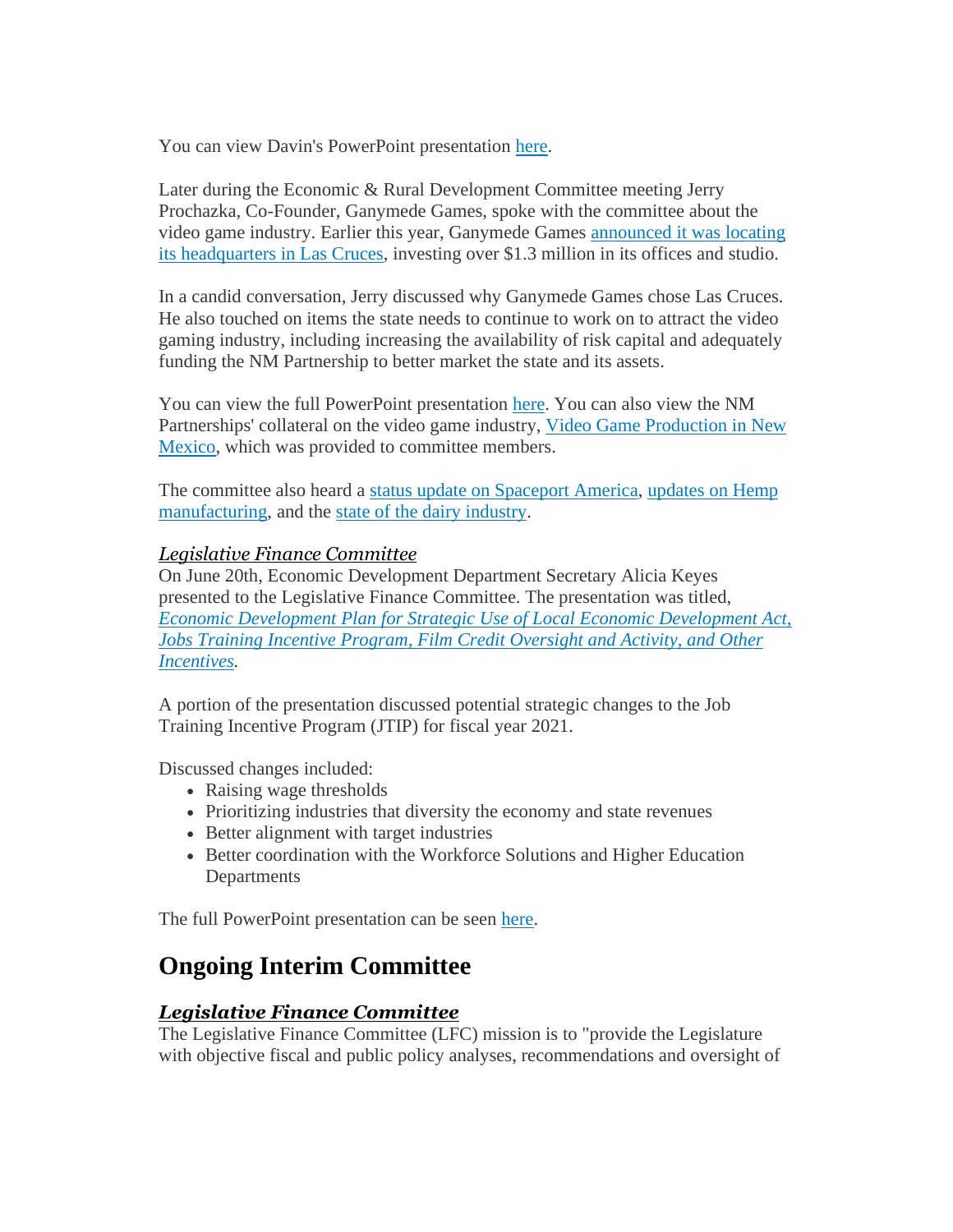You can view Davin's PowerPoint presentation here.

Later during the Economic & Rural Development Committee meeting Jerry Prochazka, Co-Founder, Ganymede Games, spoke with the committee about the video game industry. Earlier this year, Ganymede Games announced it was locating its headquarters in Las Cruces, investing over $1.3 million in its offices and studio.

In a candid conversation, Jerry discussed why Ganymede Games chose Las Cruces. He also touched on items the state needs to continue to work on to attract the video gaming industry, including increasing the availability of risk capital and adequately funding the NM Partnership to better market the state and its assets.

You can view the full PowerPoint presentation here. You can also view the NM Partnerships' collateral on the video game industry, Video Game Production in New Mexico, which was provided to committee members.

The committee also heard a status update on Spaceport America, updates on Hemp manufacturing, and the state of the dairy industry.

***Legislative Finance Committee***

On June 20th, Economic Development Department Secretary Alicia Keyes presented to the Legislative Finance Committee. The presentation was titled, *Economic Development Plan for Strategic Use of Local Economic Development Act, Jobs Training Incentive Program, Film Credit Oversight and Activity, and Other Incentives*.

A portion of the presentation discussed potential strategic changes to the Job Training Incentive Program (JTIP) for fiscal year 2021.

Discussed changes included:

- Raising wage thresholds
- Prioritizing industries that diversity the economy and state revenues
- Better alignment with target industries
- Better coordination with the Workforce Solutions and Higher Education Departments

The full PowerPoint presentation can be seen here.

## Ongoing Interim Committee

### ***Legislative Finance Committee***

The Legislative Finance Committee (LFC) mission is to "provide the Legislature with objective fiscal and public policy analyses, recommendations and oversight of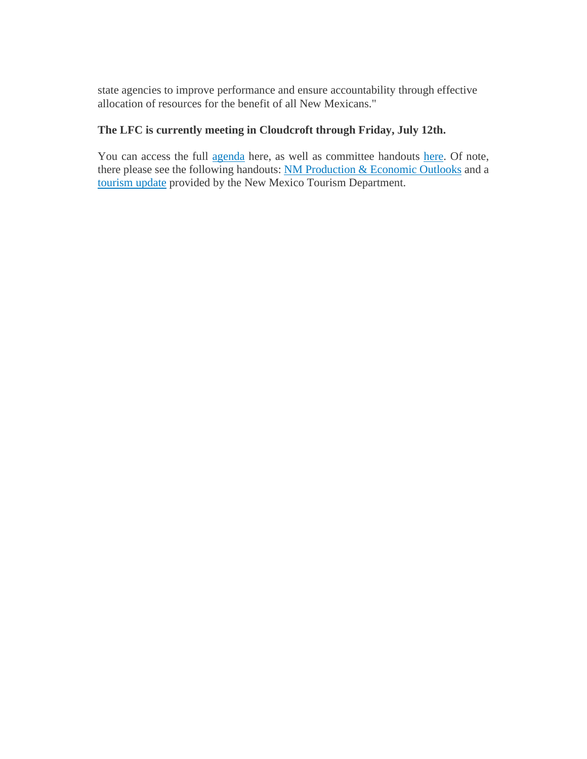state agencies to improve performance and ensure accountability through effective allocation of resources for the benefit of all New Mexicans."

**The LFC is currently meeting in Cloudcroft through Friday, July 12th.**

You can access the full agenda here, as well as committee handouts here. Of note, there please see the following handouts: NM Production & Economic Outlooks and a tourism update provided by the New Mexico Tourism Department.